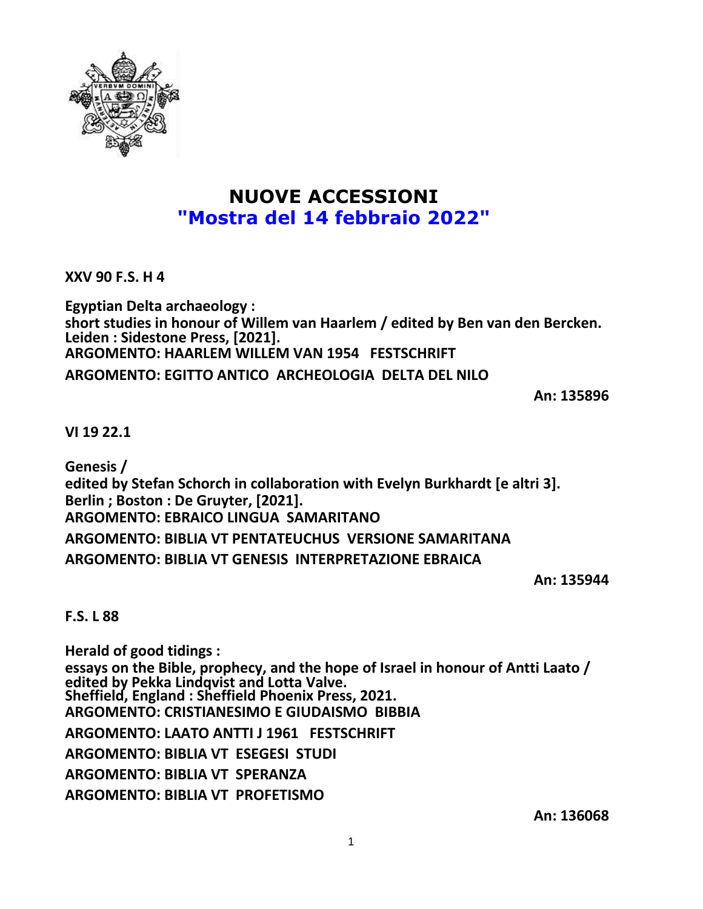# NUOVE ACCESSIONI
## "Mostra del 14 febbraio 2022"

**XXV 90 F.S. H 4**

**Egyptian Delta archaeology :**
**short studies in honour of Willem van Haarlem / edited by Ben van den Bercken.**
**Leiden : Sidestone Press, [2021].**
**ARGOMENTO: HAARLEM WILLEM VAN 1954 FESTSCHRIFT**
**ARGOMENTO: EGITTO ANTICO ARCHEOLOGIA DELTA DEL NILO**

**An: 135896**

**VI 19 22.1**

**Genesis /**
**edited by Stefan Schorch in collaboration with Evelyn Burkhardt [e altri 3].**
**Berlin ; Boston : De Gruyter, [2021].**
**ARGOMENTO: EBRAICO LINGUA SAMARITANO**
**ARGOMENTO: BIBLIA VT PENTATEUCHUS VERSIONE SAMARITANA**
**ARGOMENTO: BIBLIA VT GENESIS INTERPRETAZIONE EBRAICA**

**An: 135944**

**F.S. L 88**

**Herald of good tidings :**
**essays on the Bible, prophecy, and the hope of Israel in honour of Antti Laato /**
**edited by Pekka Lindqvist and Lotta Valve.**
**Sheffield, England : Sheffield Phoenix Press, 2021.**
**ARGOMENTO: CRISTIANESIMO E GIUDAISMO BIBBIA**
**ARGOMENTO: LAATO ANTTI J 1961 FESTSCHRIFT**
**ARGOMENTO: BIBLIA VT ESEGESI STUDI**
**ARGOMENTO: BIBLIA VT SPERANZA**
**ARGOMENTO: BIBLIA VT PROFETISMO**

**An: 136068**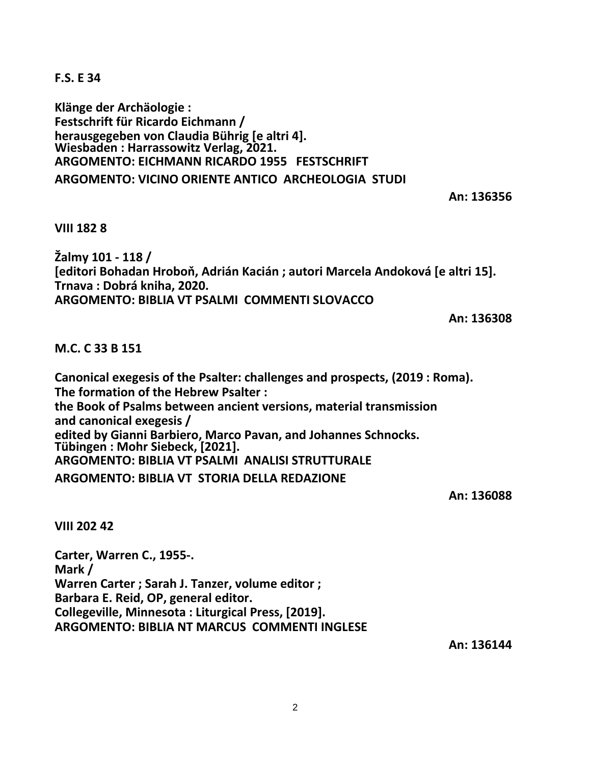**F.S. E 34**

**Klänge der Archäologie :**
**Festschrift für Ricardo Eichmann /**
**herausgegeben von Claudia Bührig [e altri 4].**
**Wiesbaden : Harrassowitz Verlag, 2021.**
**ARGOMENTO: EICHMANN RICARDO 1955 FESTSCHRIFT**
**ARGOMENTO: VICINO ORIENTE ANTICO ARCHEOLOGIA STUDI**

**An: 136356**

**VIII 182 8**

**Žalmy 101 - 118 /**
**[editori Bohadan Hroboň, Adrián Kacián ; autori Marcela Andoková [e altri 15].**
**Trnava : Dobrá kniha, 2020.**
**ARGOMENTO: BIBLIA VT PSALMI COMMENTI SLOVACCO**

**An: 136308**

**M.C. C 33 B 151**

**Canonical exegesis of the Psalter: challenges and prospects, (2019 : Roma).**
**The formation of the Hebrew Psalter :**
**the Book of Psalms between ancient versions, material transmission**
**and canonical exegesis /**
**edited by Gianni Barbiero, Marco Pavan, and Johannes Schnocks.**
**Tübingen : Mohr Siebeck, [2021].**
**ARGOMENTO: BIBLIA VT PSALMI ANALISI STRUTTURALE**
**ARGOMENTO: BIBLIA VT STORIA DELLA REDAZIONE**

**An: 136088**

**VIII 202 42**

**Carter, Warren C., 1955-.**
**Mark /**
**Warren Carter ; Sarah J. Tanzer, volume editor ;**
**Barbara E. Reid, OP, general editor.**
**Collegeville, Minnesota : Liturgical Press, [2019].**
**ARGOMENTO: BIBLIA NT MARCUS COMMENTI INGLESE**

**An: 136144**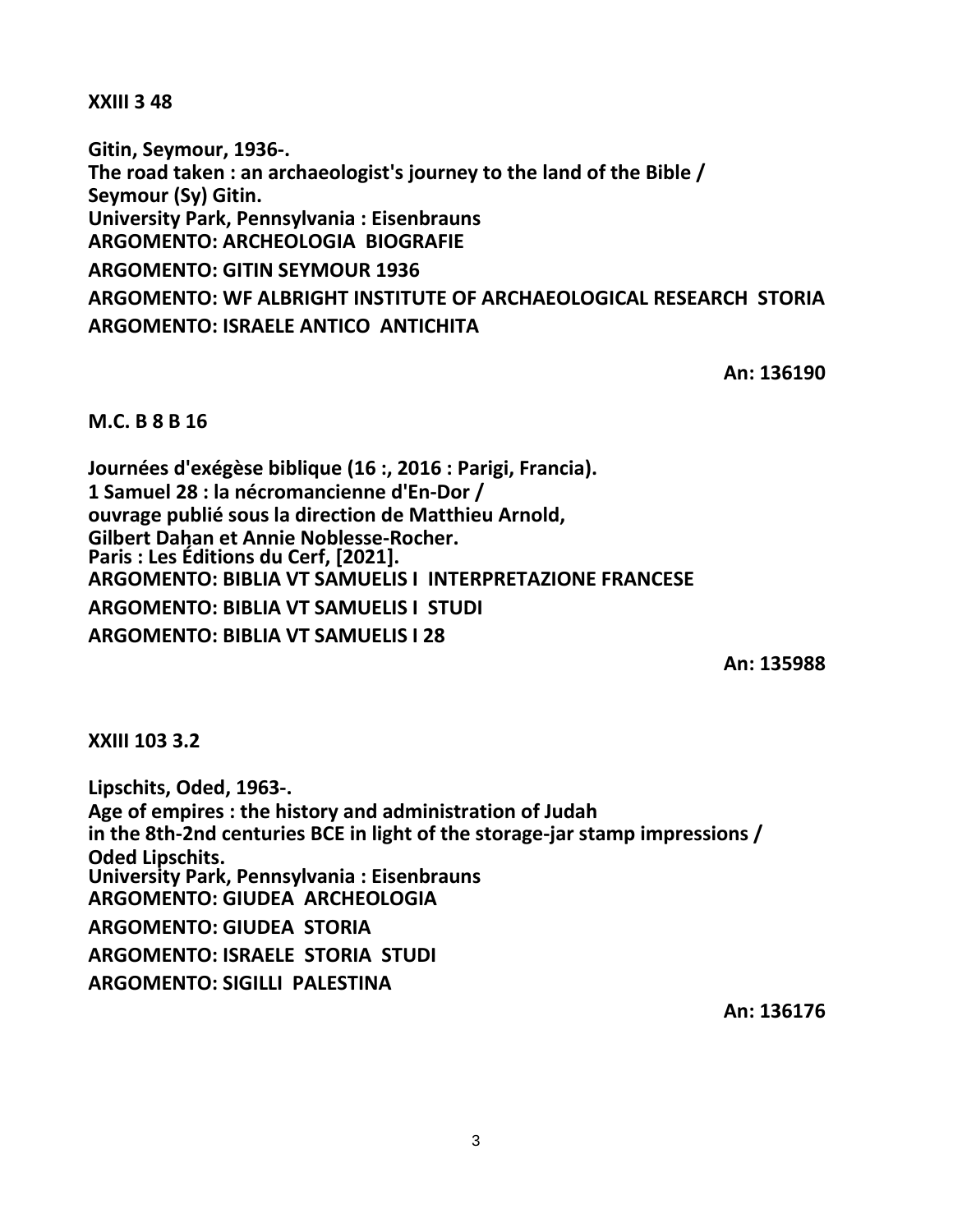**XXIII 3 48**

**Gitin, Seymour, 1936-.**
**The road taken : an archaeologist's journey to the land of the Bible /**
**Seymour (Sy) Gitin.**
**University Park, Pennsylvania : Eisenbrauns**
**ARGOMENTO: ARCHEOLOGIA BIOGRAFIE**
**ARGOMENTO: GITIN SEYMOUR 1936**
**ARGOMENTO: WF ALBRIGHT INSTITUTE OF ARCHAEOLOGICAL RESEARCH STORIA**
**ARGOMENTO: ISRAELE ANTICO ANTICHITA**

**An: 136190**

**M.C. B 8 B 16**

**Journées d'exégèse biblique (16 :, 2016 : Parigi, Francia).**
**1 Samuel 28 : la nécromancienne d'En-Dor /**
**ouvrage publié sous la direction de Matthieu Arnold,**
**Gilbert Dahan et Annie Noblesse-Rocher.**
**Paris : Les Éditions du Cerf, [2021].**
**ARGOMENTO: BIBLIA VT SAMUELIS I INTERPRETAZIONE FRANCESE**
**ARGOMENTO: BIBLIA VT SAMUELIS I STUDI**
**ARGOMENTO: BIBLIA VT SAMUELIS I 28**

**An: 135988**

**XXIII 103 3.2**

**Lipschits, Oded, 1963-.**
**Age of empires : the history and administration of Judah**
**in the 8th-2nd centuries BCE in light of the storage-jar stamp impressions /**
**Oded Lipschits.**
**University Park, Pennsylvania : Eisenbrauns**
**ARGOMENTO: GIUDEA ARCHEOLOGIA**
**ARGOMENTO: GIUDEA STORIA**
**ARGOMENTO: ISRAELE STORIA STUDI**
**ARGOMENTO: SIGILLI PALESTINA**

**An: 136176**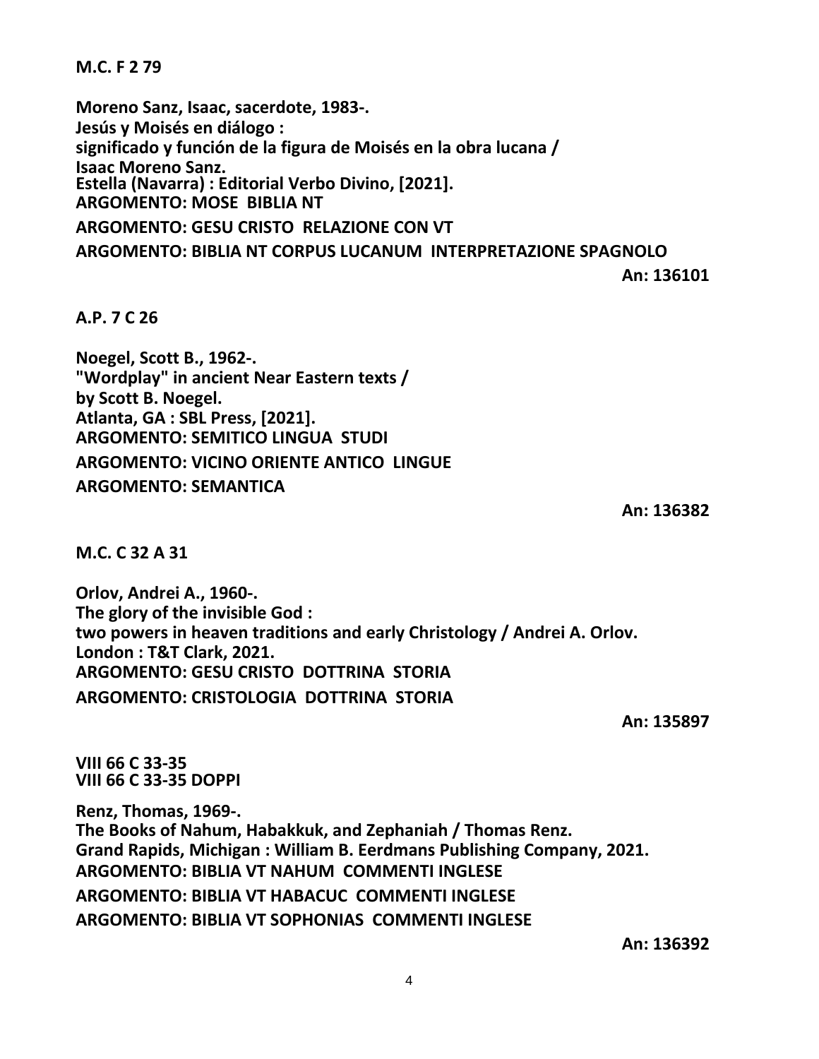**M.C. F 2 79**

**Moreno Sanz, Isaac, sacerdote, 1983-.**
**Jesús y Moisés en diálogo :**
**significado y función de la figura de Moisés en la obra lucana /**
**Isaac Moreno Sanz.**
**Estella (Navarra) : Editorial Verbo Divino, [2021].**
**ARGOMENTO: MOSE BIBLIA NT**
**ARGOMENTO: GESU CRISTO RELAZIONE CON VT**
**ARGOMENTO: BIBLIA NT CORPUS LUCANUM INTERPRETAZIONE SPAGNOLO**

**An: 136101**

**A.P. 7 C 26**

**Noegel, Scott B., 1962-.**
**"Wordplay" in ancient Near Eastern texts /**
**by Scott B. Noegel.**
**Atlanta, GA : SBL Press, [2021].**
**ARGOMENTO: SEMITICO LINGUA STUDI**
**ARGOMENTO: VICINO ORIENTE ANTICO LINGUE**
**ARGOMENTO: SEMANTICA**

**An: 136382**

**M.C. C 32 A 31**

**Orlov, Andrei A., 1960-.**
**The glory of the invisible God :**
**two powers in heaven traditions and early Christology / Andrei A. Orlov.**
**London : T&T Clark, 2021.**
**ARGOMENTO: GESU CRISTO DOTTRINA STORIA**
**ARGOMENTO: CRISTOLOGIA DOTTRINA STORIA**

**An: 135897**

**VIII 66 C 33-35**
**VIII 66 C 33-35 DOPPI**

**Renz, Thomas, 1969-.**
**The Books of Nahum, Habakkuk, and Zephaniah / Thomas Renz.**
**Grand Rapids, Michigan : William B. Eerdmans Publishing Company, 2021.**
**ARGOMENTO: BIBLIA VT NAHUM COMMENTI INGLESE**
**ARGOMENTO: BIBLIA VT HABACUC COMMENTI INGLESE**
**ARGOMENTO: BIBLIA VT SOPHONIAS COMMENTI INGLESE**

**An: 136392**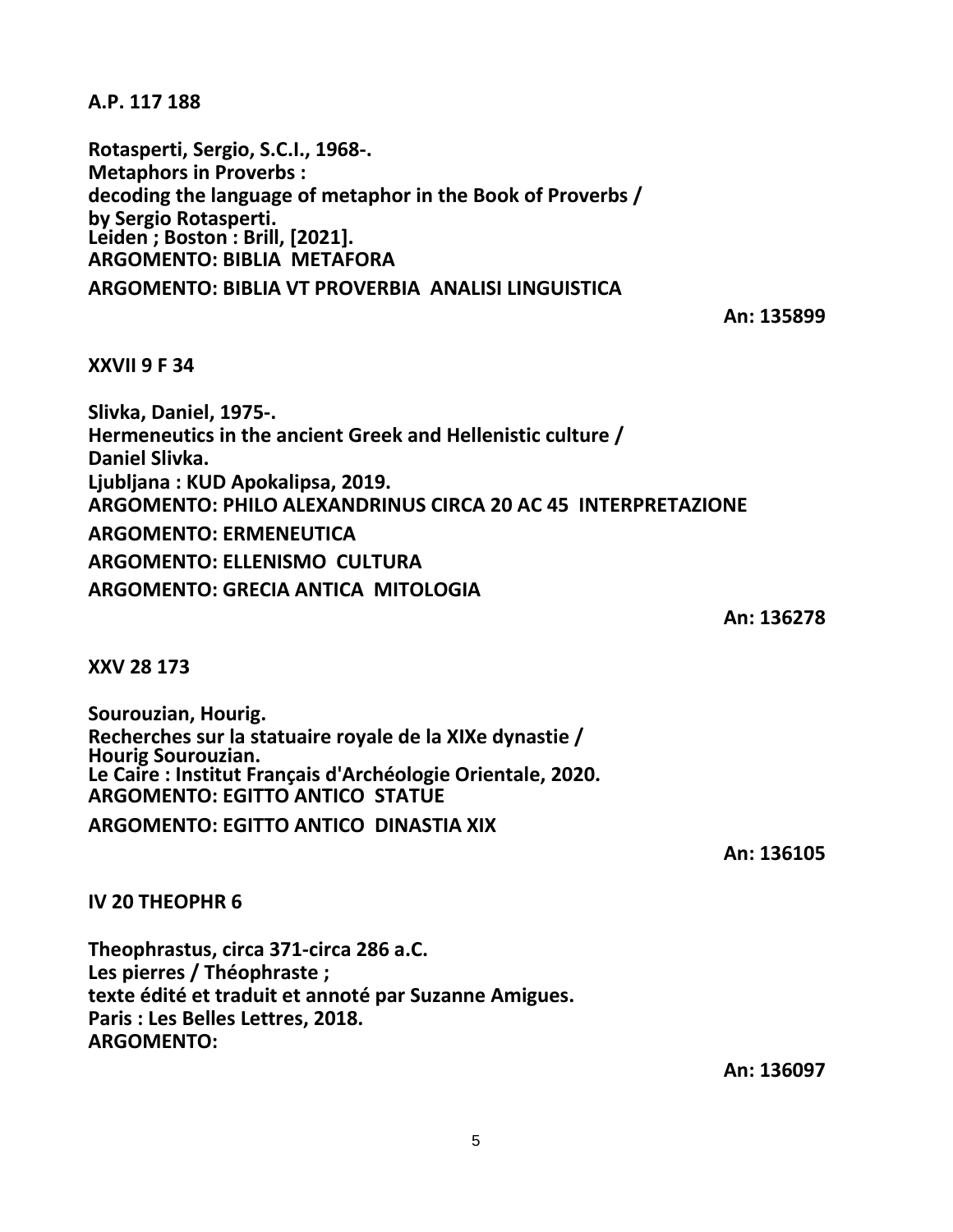**A.P. 117 188**

**Rotasperti, Sergio, S.C.I., 1968-.**
**Metaphors in Proverbs :**
**decoding the language of metaphor in the Book of Proverbs /**
**by Sergio Rotasperti.**
**Leiden ; Boston : Brill, [2021].**
**ARGOMENTO: BIBLIA METAFORA**
**ARGOMENTO: BIBLIA VT PROVERBIA ANALISI LINGUISTICA**

**An: 135899**

**XXVII 9 F 34**

**Slivka, Daniel, 1975-.**
**Hermeneutics in the ancient Greek and Hellenistic culture /**
**Daniel Slivka.**
**Ljubljana : KUD Apokalipsa, 2019.**
**ARGOMENTO: PHILO ALEXANDRINUS CIRCA 20 AC 45 INTERPRETAZIONE**
**ARGOMENTO: ERMENEUTICA**
**ARGOMENTO: ELLENISMO CULTURA**
**ARGOMENTO: GRECIA ANTICA MITOLOGIA**

**An: 136278**

**XXV 28 173**

**Sourouzian, Hourig.**
**Recherches sur la statuaire royale de la XIXe dynastie /**
**Hourig Sourouzian.**
**Le Caire : Institut Français d'Archéologie Orientale, 2020.**
**ARGOMENTO: EGITTO ANTICO STATUE**
**ARGOMENTO: EGITTO ANTICO DINASTIA XIX**

**An: 136105**

**IV 20 THEOPHR 6**

**Theophrastus, circa 371-circa 286 a.C.**
**Les pierres / Théophraste ;**
**texte édité et traduit et annoté par Suzanne Amigues.**
**Paris : Les Belles Lettres, 2018.**
**ARGOMENTO:**

**An: 136097**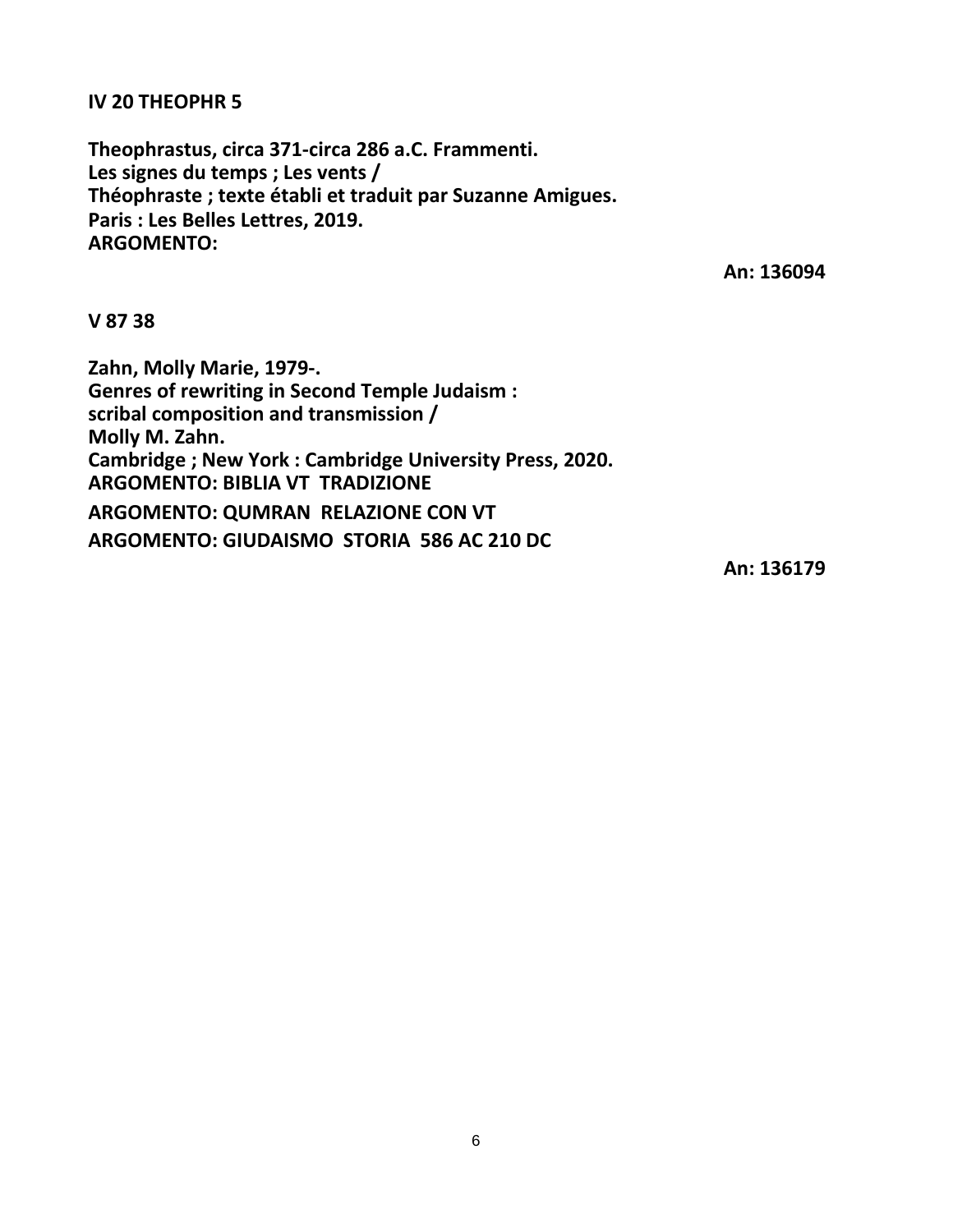**IV 20 THEOPHR 5**

**Theophrastus, circa 371-circa 286 a.C. Frammenti.**
**Les signes du temps ; Les vents /**
**Théophraste ; texte établi et traduit par Suzanne Amigues.**
**Paris : Les Belles Lettres, 2019.**
**ARGOMENTO:**

**An: 136094**

**V 87 38**

**Zahn, Molly Marie, 1979-.**
**Genres of rewriting in Second Temple Judaism :**
**scribal composition and transmission /**
**Molly M. Zahn.**
**Cambridge ; New York : Cambridge University Press, 2020.**
**ARGOMENTO: BIBLIA VT TRADIZIONE**
**ARGOMENTO: QUMRAN RELAZIONE CON VT**
**ARGOMENTO: GIUDAISMO STORIA 586 AC 210 DC**

**An: 136179**